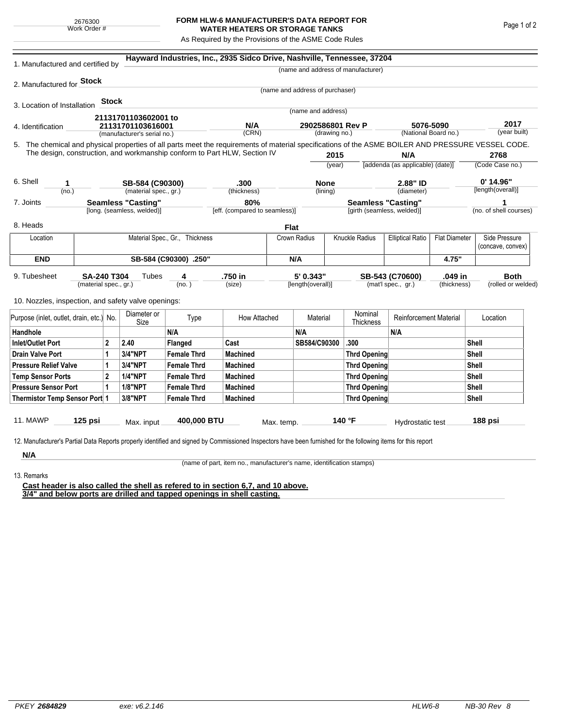2676300
Work Order #

# FORM HLW-6 MANUFACTURER'S DATA REPORT FOR WATER HEATERS OR STORAGE TANKS

As Required by the Provisions of the ASME Code Rules

1. Manufactured and certified by **Hayward Industries, Inc., 2935 Sidco Drive, Nashville, Tennessee, 37204**
(name and address of manufacturer)

2. Manufactured for **Stock**
(name and address of purchaser)

3. Location of Installation **Stock**
(name and address)

4. Identification **21131701103602001 to 21131701103616001** (manufacturer's serial no.) | **N/A** (CRN) | **2902586801 Rev P** (drawing no.) | **5076-5090** (National Board no.) | **2017** (year built)

5. The chemical and physical properties of all parts meet the requirements of material specifications of the ASME BOILER AND PRESSURE VESSEL CODE. The design, construction, and workmanship conform to Part HLW, Section IV **2015** (year) | **N/A** [addenda (as applicable) (date)] | **2768** (Code Case no.)

6. Shell **1** (no.) | **SB-584 (C90300)** (material spec., gr.) | **.300** (thickness) | **None** (lining) | **2.88" ID** (diameter) | **0' 14.96"** [length(overall)]

7. Joints **Seamless "Casting"** [long. (seamless, welded)] | **80%** [eff. (compared to seamless)] | **Seamless "Casting"** [girth (seamless, welded)] | **1** (no. of shell courses)

8. Heads **Flat**

| Location | Material Spec., Gr., Thickness | Crown Radius | Knuckle Radius | Elliptical Ratio | Flat Diameter | Side Pressure (concave, convex) |
|---|---|---|---|---|---|---|
| **END** | **SB-584 (C90300) .250"** | **N/A** | | | **4.75"** | |

9. Tubesheet **SA-240 T304** (material spec., gr.) Tubes **4** (no.) | **.750 in** (size) | **5' 0.343"** [length(overall)] | **SB-543 (C70600)** (mat'l spec., gr.) | **.049 in** (thickness) | **Both** (rolled or welded)

10. Nozzles, inspection, and safety valve openings:

| Purpose (inlet, outlet, drain, etc.) | No. | Diameter or Size | Type | How Attached | Material | Nominal Thickness | Reinforcement Material | Location |
|---|---|---|---|---|---|---|---|---|
| **Handhole** | | | **N/A** | | **N/A** | | **N/A** | |
| **Inlet/Outlet Port** | **2** | **2.40** | **Flanged** | **Cast** | **SB584/C90300** | **.300** | | **Shell** |
| **Drain Valve Port** | **1** | **3/4"NPT** | **Female Thrd** | **Machined** | | **Thrd Opening** | | **Shell** |
| **Pressure Relief Valve** | **1** | **3/4"NPT** | **Female Thrd** | **Machined** | | **Thrd Opening** | | **Shell** |
| **Temp Sensor Ports** | **2** | **1/4"NPT** | **Female Thrd** | **Machined** | | **Thrd Opening** | | **Shell** |
| **Pressure Sensor Port** | **1** | **1/8"NPT** | **Female Thrd** | **Machined** | | **Thrd Opening** | | **Shell** |
| **Thermistor Temp Sensor Port** | **1** | **3/8"NPT** | **Female Thrd** | **Machined** | | **Thrd Opening** | | **Shell** |

11. MAWP **125 psi** Max. input **400,000 BTU** Max. temp. **140 °F** Hydrostatic test **188 psi**

12. Manufacturer's Partial Data Reports properly identified and signed by Commissioned Inspectors have been furnished for the following items for this report

**N/A**
(name of part, item no., manufacturer's name, identification stamps)

13. Remarks

**Cast header is also called the shell as refered to in section 6,7, and 10 above.**
**3/4" and below ports are drilled and tapped openings in shell casting.**

PKEY **2684829** exe: v6.2.146 HLW6-8 NB-30 Rev 8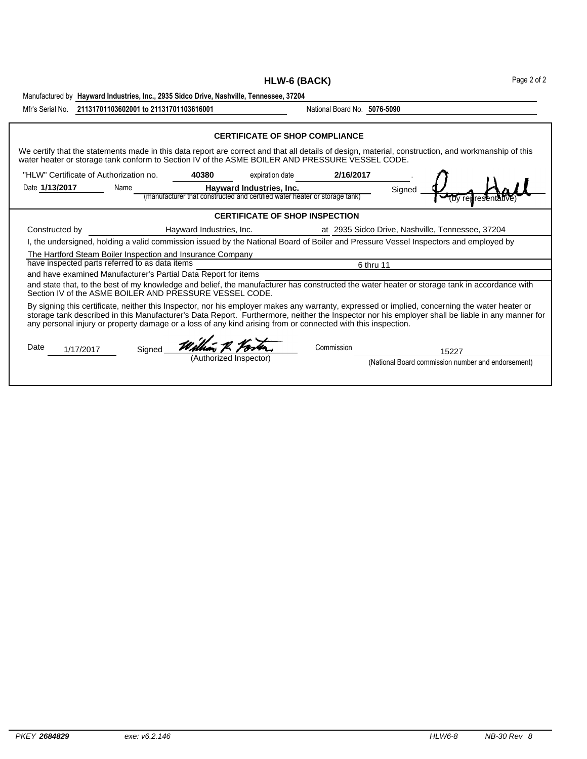# HLW-6 (BACK)

Manufactured by **Hayward Industries, Inc., 2935 Sidco Drive, Nashville, Tennessee, 37204**

Mfr's Serial No. **21131701103602001 to 21131701103616001** National Board No. **5076-5090**

## CERTIFICATE OF SHOP COMPLIANCE

We certify that the statements made in this data report are correct and that all details of design, material, construction, and workmanship of this water heater or storage tank conform to Section IV of the ASME BOILER AND PRESSURE VESSEL CODE.

"HLW" Certificate of Authorization no. **40380** expiration date **2/16/2017**.

Date **1/13/2017** Name **Hayward Industries, Inc.** (manufacturer that constructed and certified water heater or storage tank) Signed [signature] (by representative)

## CERTIFICATE OF SHOP INSPECTION

Constructed by Hayward Industries, Inc. at 2935 Sidco Drive, Nashville, Tennessee, 37204

I, the undersigned, holding a valid commission issued by the National Board of Boiler and Pressure Vessel Inspectors and employed by The Hartford Steam Boiler Inspection and Insurance Company

have inspected parts referred to as data items 6 thru 11

and have examined Manufacturer's Partial Data Report for items

and state that, to the best of my knowledge and belief, the manufacturer has constructed the water heater or storage tank in accordance with Section IV of the ASME BOILER AND PRESSURE VESSEL CODE.

By signing this certificate, neither this Inspector, nor his employer makes any warranty, expressed or implied, concerning the water heater or storage tank described in this Manufacturer's Data Report. Furthermore, neither the Inspector nor his employer shall be liable in any manner for any personal injury or property damage or a loss of any kind arising from or connected with this inspection.

Date 1/17/2017 Signed [signature] (Authorized Inspector) Commission 15227 (National Board commission number and endorsement)

*PKEY 2684829* *exe: v6.2.146* *HLW6-8* *NB-30 Rev 8*